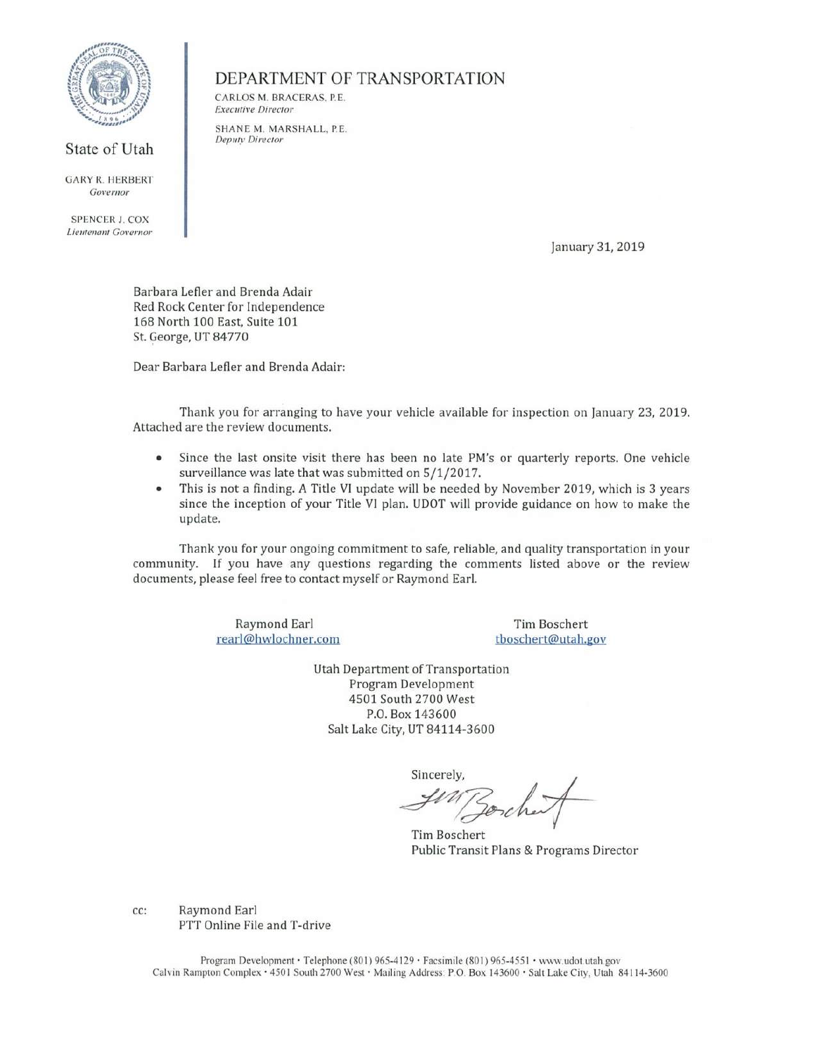State of Utah

GARY R. HERBERT
*Governor*

SPENCER J. COX
*Lieutenant Governor*

# DEPARTMENT OF TRANSPORTATION

CARLOS M. BRACERAS, P.E.
*Executive Director*

SHANE M. MARSHALL, P.E.
*Deputy Director*

January 31, 2019

Barbara Lefler and Brenda Adair
Red Rock Center for Independence
168 North 100 East, Suite 101
St. George, UT 84770

Dear Barbara Lefler and Brenda Adair:

Thank you for arranging to have your vehicle available for inspection on January 23, 2019. Attached are the review documents.

- Since the last onsite visit there has been no late PM's or quarterly reports. One vehicle surveillance was late that was submitted on 5/1/2017.
- This is not a finding. A Title VI update will be needed by November 2019, which is 3 years since the inception of your Title VI plan. UDOT will provide guidance on how to make the update.

Thank you for your ongoing commitment to safe, reliable, and quality transportation in your community. If you have any questions regarding the comments listed above or the review documents, please feel free to contact myself or Raymond Earl.

Raymond Earl
rearl@hwlochner.com

Tim Boschert
tboschert@utah.gov

Utah Department of Transportation
Program Development
4501 South 2700 West
P.O. Box 143600
Salt Lake City, UT 84114-3600

Sincerely,

Tim Boschert
Public Transit Plans & Programs Director

cc: Raymond Earl
PTT Online File and T-drive

Program Development · Telephone (801) 965-4129 · Facsimile (801) 965-4551 · www.udot.utah.gov
Calvin Rampton Complex · 4501 South 2700 West · Mailing Address: P.O. Box 143600 · Salt Lake City, Utah 84114-3600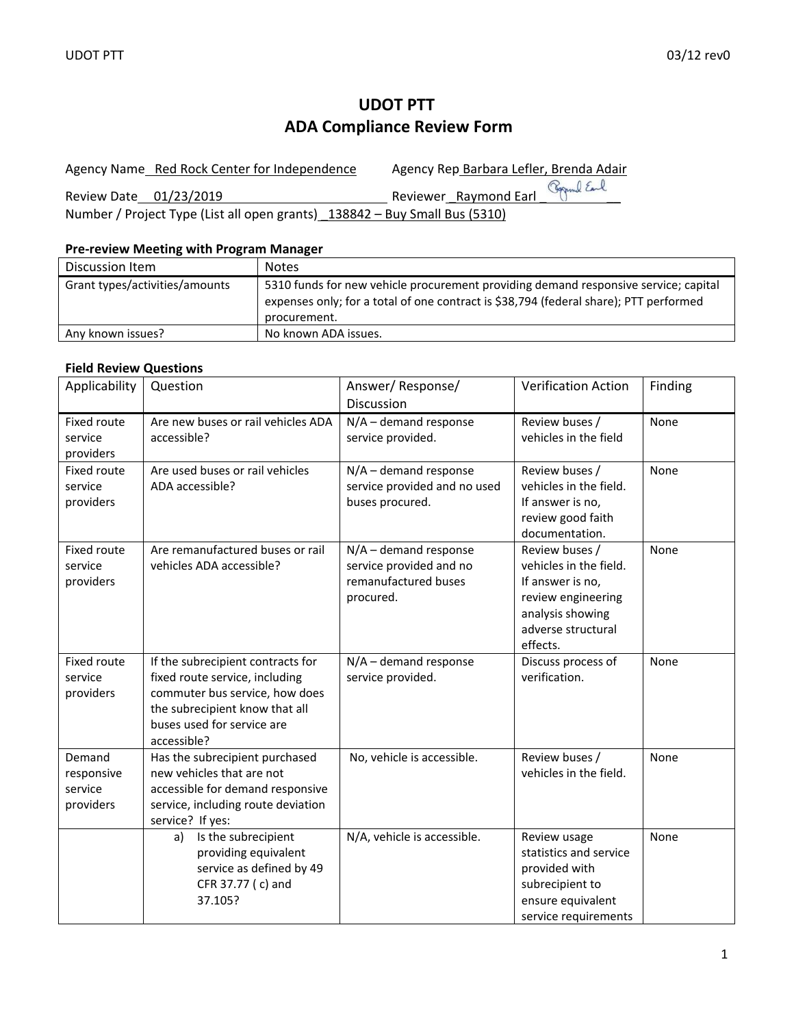# UDOT PTT
# ADA Compliance Review Form

Agency Name Red Rock Center for Independence    Agency Rep Barbara Lefler, Brenda Adair

Review Date 01/23/2019    Reviewer Raymond Earl

Number / Project Type (List all open grants) 138842 – Buy Small Bus (5310)

**Pre-review Meeting with Program Manager**

| Discussion Item | Notes |
|---|---|
| Grant types/activities/amounts | 5310 funds for new vehicle procurement providing demand responsive service; capital expenses only; for a total of one contract is $38,794 (federal share); PTT performed procurement. |
| Any known issues? | No known ADA issues. |

**Field Review Questions**

| Applicability | Question | Answer/ Response/ Discussion | Verification Action | Finding |
|---|---|---|---|---|
| Fixed route service providers | Are new buses or rail vehicles ADA accessible? | N/A – demand response service provided. | Review buses / vehicles in the field | None |
| Fixed route service providers | Are used buses or rail vehicles ADA accessible? | N/A – demand response service provided and no used buses procured. | Review buses / vehicles in the field. If answer is no, review good faith documentation. | None |
| Fixed route service providers | Are remanufactured buses or rail vehicles ADA accessible? | N/A – demand response service provided and no remanufactured buses procured. | Review buses / vehicles in the field. If answer is no, review engineering analysis showing adverse structural effects. | None |
| Fixed route service providers | If the subrecipient contracts for fixed route service, including commuter bus service, how does the subrecipient know that all buses used for service are accessible? | N/A – demand response service provided. | Discuss process of verification. | None |
| Demand responsive service providers | Has the subrecipient purchased new vehicles that are not accessible for demand responsive service, including route deviation service? If yes: | No, vehicle is accessible. | Review buses / vehicles in the field. | None |
| | a) Is the subrecipient providing equivalent service as defined by 49 CFR 37.77 ( c) and 37.105? | N/A, vehicle is accessible. | Review usage statistics and service provided with subrecipient to ensure equivalent service requirements | None |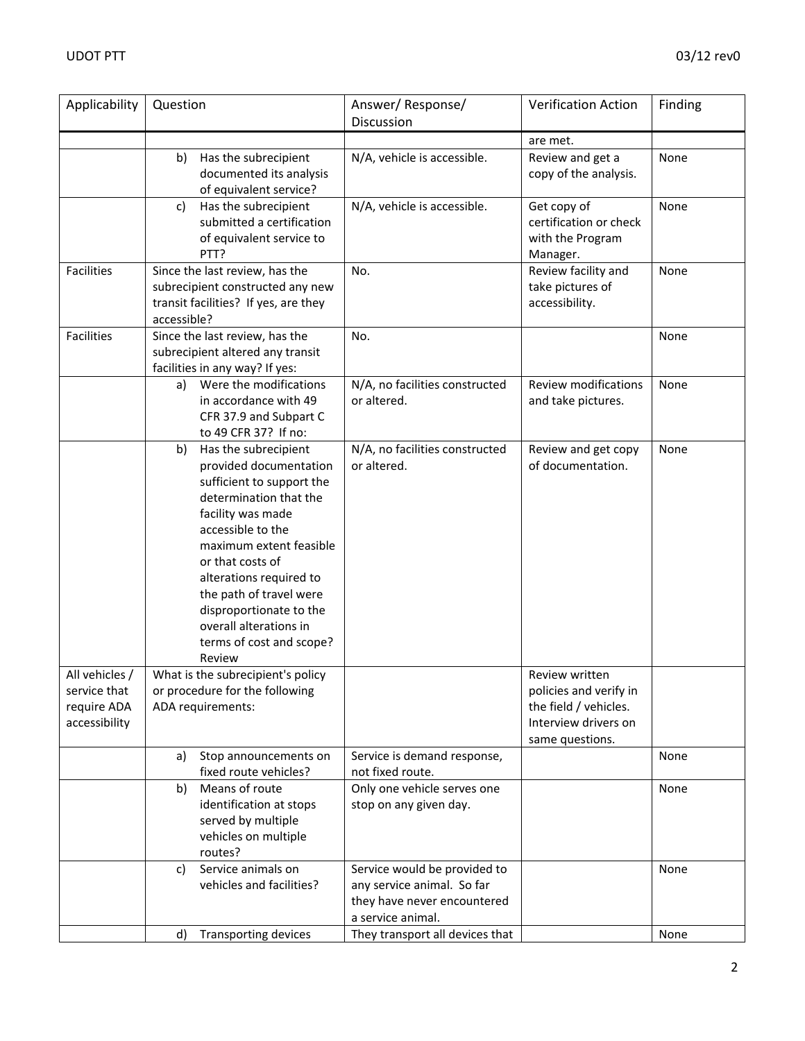| Applicability | Question | Answer/ Response/ Discussion | Verification Action | Finding |
|---|---|---|---|---|
| | | | are met. | |
| | b) Has the subrecipient documented its analysis of equivalent service? | N/A, vehicle is accessible. | Review and get a copy of the analysis. | None |
| | c) Has the subrecipient submitted a certification of equivalent service to PTT? | N/A, vehicle is accessible. | Get copy of certification or check with the Program Manager. | None |
| Facilities | Since the last review, has the subrecipient constructed any new transit facilities? If yes, are they accessible? | No. | Review facility and take pictures of accessibility. | None |
| Facilities | Since the last review, has the subrecipient altered any transit facilities in any way? If yes: | No. | | None |
| | a) Were the modifications in accordance with 49 CFR 37.9 and Subpart C to 49 CFR 37? If no: | N/A, no facilities constructed or altered. | Review modifications and take pictures. | None |
| | b) Has the subrecipient provided documentation sufficient to support the determination that the facility was made accessible to the maximum extent feasible or that costs of alterations required to the path of travel were disproportionate to the overall alterations in terms of cost and scope? Review | N/A, no facilities constructed or altered. | Review and get copy of documentation. | None |
| All vehicles / service that require ADA accessibility | What is the subrecipient's policy or procedure for the following ADA requirements: | | Review written policies and verify in the field / vehicles. Interview drivers on same questions. | |
| | a) Stop announcements on fixed route vehicles? | Service is demand response, not fixed route. | | None |
| | b) Means of route identification at stops served by multiple vehicles on multiple routes? | Only one vehicle serves one stop on any given day. | | None |
| | c) Service animals on vehicles and facilities? | Service would be provided to any service animal. So far they have never encountered a service animal. | | None |
| | d) Transporting devices | They transport all devices that | | None |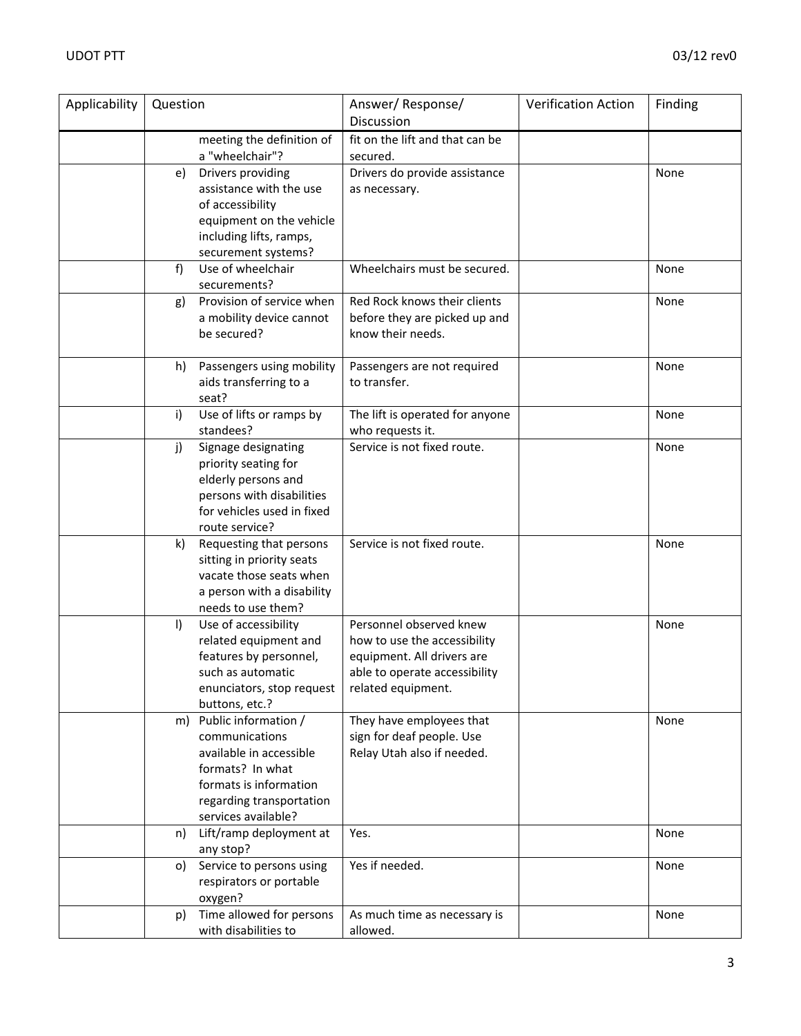| Applicability | Question | Answer/ Response/ Discussion | Verification Action | Finding |
|---|---|---|---|---|
| | meeting the definition of a "wheelchair"? | fit on the lift and that can be secured. | | |
| | e) Drivers providing assistance with the use of accessibility equipment on the vehicle including lifts, ramps, securement systems? | Drivers do provide assistance as necessary. | | None |
| | f) Use of wheelchair securements? | Wheelchairs must be secured. | | None |
| | g) Provision of service when a mobility device cannot be secured? | Red Rock knows their clients before they are picked up and know their needs. | | None |
| | h) Passengers using mobility aids transferring to a seat? | Passengers are not required to transfer. | | None |
| | i) Use of lifts or ramps by standees? | The lift is operated for anyone who requests it. | | None |
| | j) Signage designating priority seating for elderly persons and persons with disabilities for vehicles used in fixed route service? | Service is not fixed route. | | None |
| | k) Requesting that persons sitting in priority seats vacate those seats when a person with a disability needs to use them? | Service is not fixed route. | | None |
| | l) Use of accessibility related equipment and features by personnel, such as automatic enunciators, stop request buttons, etc.? | Personnel observed knew how to use the accessibility equipment. All drivers are able to operate accessibility related equipment. | | None |
| | m) Public information / communications available in accessible formats? In what formats is information regarding transportation services available? | They have employees that sign for deaf people. Use Relay Utah also if needed. | | None |
| | n) Lift/ramp deployment at any stop? | Yes. | | None |
| | o) Service to persons using respirators or portable oxygen? | Yes if needed. | | None |
| | p) Time allowed for persons with disabilities to | As much time as necessary is allowed. | | None |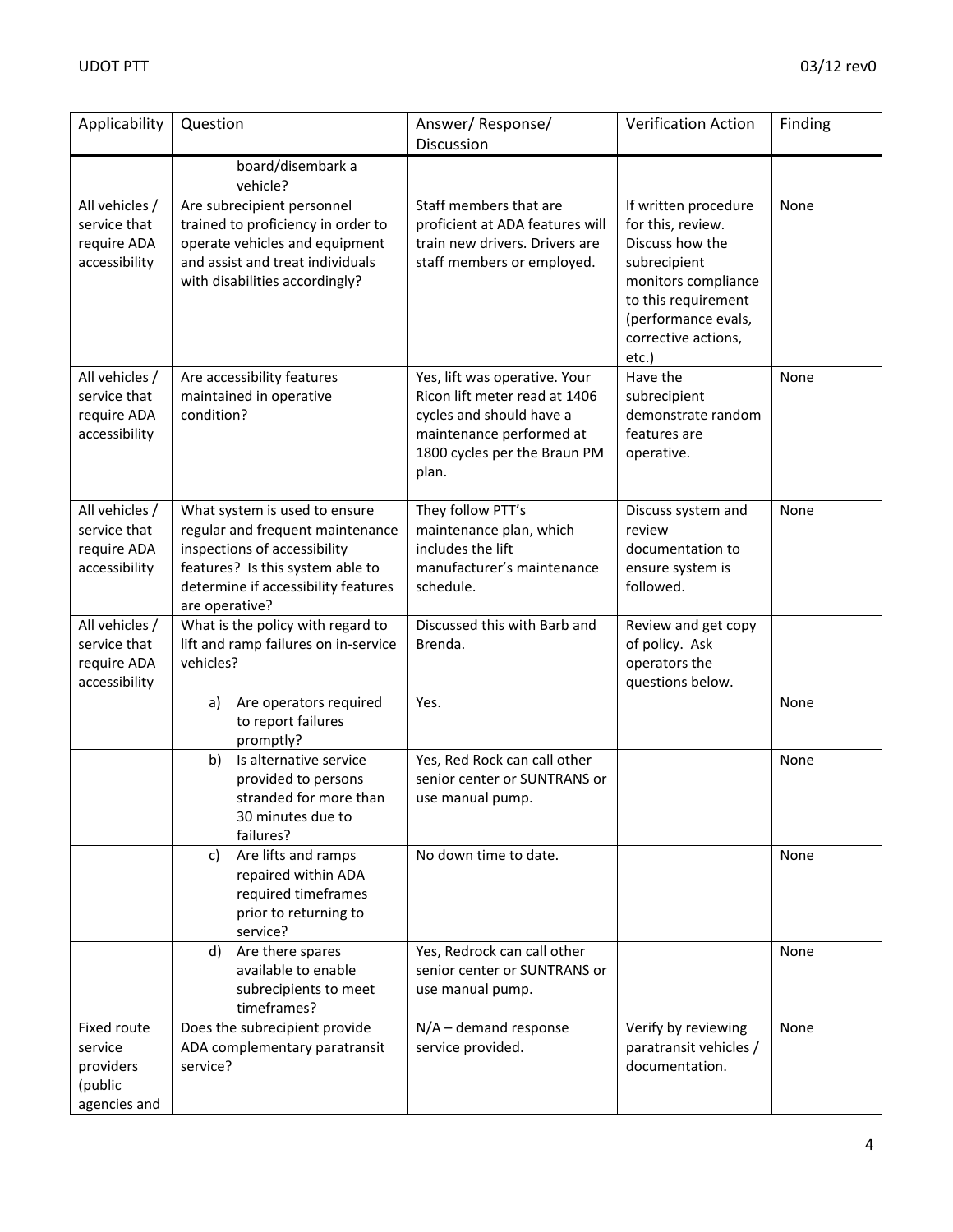| Applicability | Question | Answer/ Response/ Discussion | Verification Action | Finding |
|---|---|---|---|---|
| | board/disembark a vehicle? | | | |
| All vehicles / service that require ADA accessibility | Are subrecipient personnel trained to proficiency in order to operate vehicles and equipment and assist and treat individuals with disabilities accordingly? | Staff members that are proficient at ADA features will train new drivers. Drivers are staff members or employed. | If written procedure for this, review. Discuss how the subrecipient monitors compliance to this requirement (performance evals, corrective actions, etc.) | None |
| All vehicles / service that require ADA accessibility | Are accessibility features maintained in operative condition? | Yes, lift was operative. Your Ricon lift meter read at 1406 cycles and should have a maintenance performed at 1800 cycles per the Braun PM plan. | Have the subrecipient demonstrate random features are operative. | None |
| All vehicles / service that require ADA accessibility | What system is used to ensure regular and frequent maintenance inspections of accessibility features? Is this system able to determine if accessibility features are operative? | They follow PTT's maintenance plan, which includes the lift manufacturer's maintenance schedule. | Discuss system and review documentation to ensure system is followed. | None |
| All vehicles / service that require ADA accessibility | What is the policy with regard to lift and ramp failures on in-service vehicles? | Discussed this with Barb and Brenda. | Review and get copy of policy. Ask operators the questions below. | |
| | a) Are operators required to report failures promptly? | Yes. | | None |
| | b) Is alternative service provided to persons stranded for more than 30 minutes due to failures? | Yes, Red Rock can call other senior center or SUNTRANS or use manual pump. | | None |
| | c) Are lifts and ramps repaired within ADA required timeframes prior to returning to service? | No down time to date. | | None |
| | d) Are there spares available to enable subrecipients to meet timeframes? | Yes, Redrock can call other senior center or SUNTRANS or use manual pump. | | None |
| Fixed route service providers (public agencies and | Does the subrecipient provide ADA complementary paratransit service? | N/A – demand response service provided. | Verify by reviewing paratransit vehicles / documentation. | None |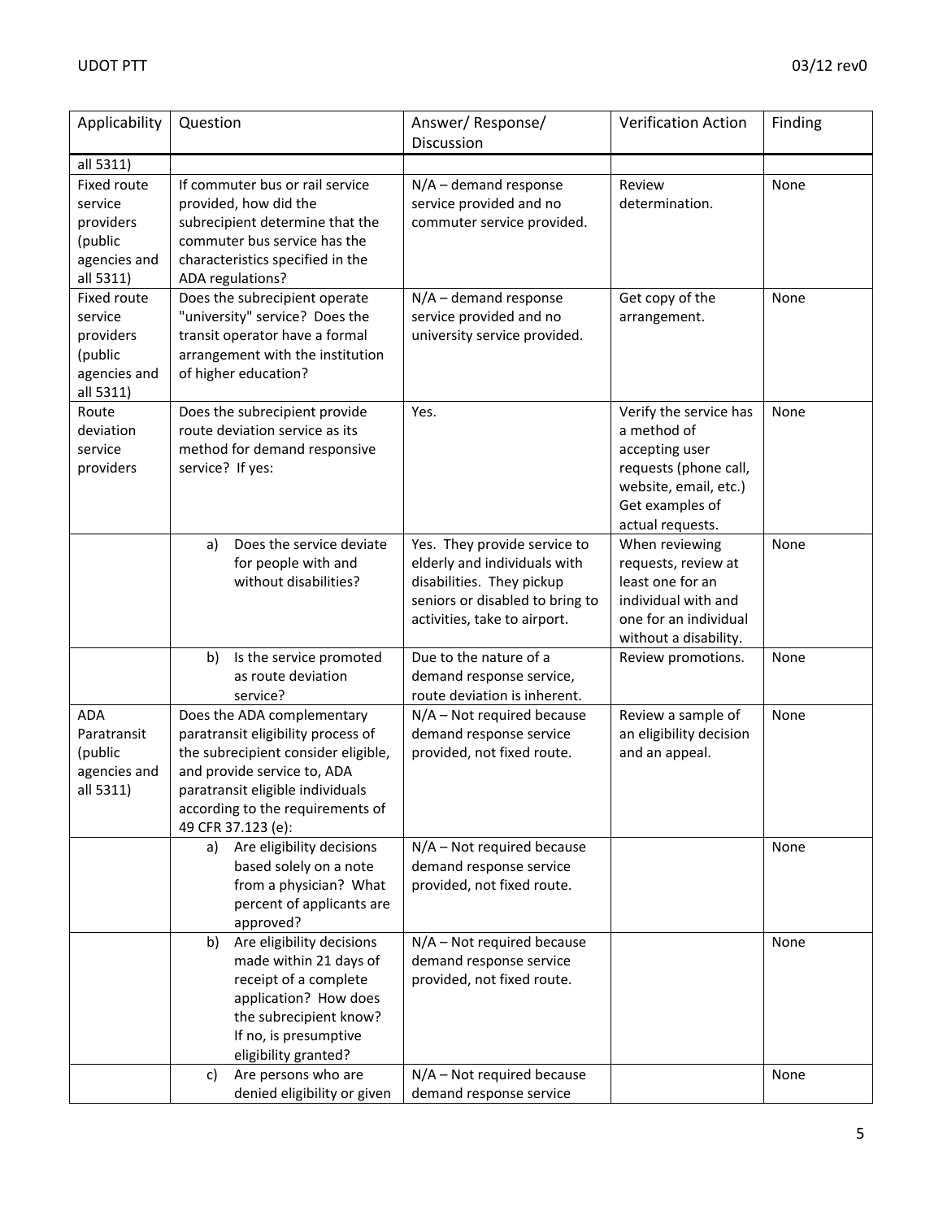| Applicability | Question | Answer/ Response/ Discussion | Verification Action | Finding |
|---|---|---|---|---|
| all 5311) | | | | |
| Fixed route service providers (public agencies and all 5311) | If commuter bus or rail service provided, how did the subrecipient determine that the commuter bus service has the characteristics specified in the ADA regulations? | N/A – demand response service provided and no commuter service provided. | Review determination. | None |
| Fixed route service providers (public agencies and all 5311) | Does the subrecipient operate "university" service? Does the transit operator have a formal arrangement with the institution of higher education? | N/A – demand response service provided and no university service provided. | Get copy of the arrangement. | None |
| Route deviation service providers | Does the subrecipient provide route deviation service as its method for demand responsive service? If yes: | Yes. | Verify the service has a method of accepting user requests (phone call, website, email, etc.) Get examples of actual requests. | None |
| | a) Does the service deviate for people with and without disabilities? | Yes. They provide service to elderly and individuals with disabilities. They pickup seniors or disabled to bring to activities, take to airport. | When reviewing requests, review at least one for an individual with and one for an individual without a disability. | None |
| | b) Is the service promoted as route deviation service? | Due to the nature of a demand response service, route deviation is inherent. | Review promotions. | None |
| ADA Paratransit (public agencies and all 5311) | Does the ADA complementary paratransit eligibility process of the subrecipient consider eligible, and provide service to, ADA paratransit eligible individuals according to the requirements of 49 CFR 37.123 (e): | N/A – Not required because demand response service provided, not fixed route. | Review a sample of an eligibility decision and an appeal. | None |
| | a) Are eligibility decisions based solely on a note from a physician? What percent of applicants are approved? | N/A – Not required because demand response service provided, not fixed route. | | None |
| | b) Are eligibility decisions made within 21 days of receipt of a complete application? How does the subrecipient know? If no, is presumptive eligibility granted? | N/A – Not required because demand response service provided, not fixed route. | | None |
| | c) Are persons who are denied eligibility or given | N/A – Not required because demand response service | | None |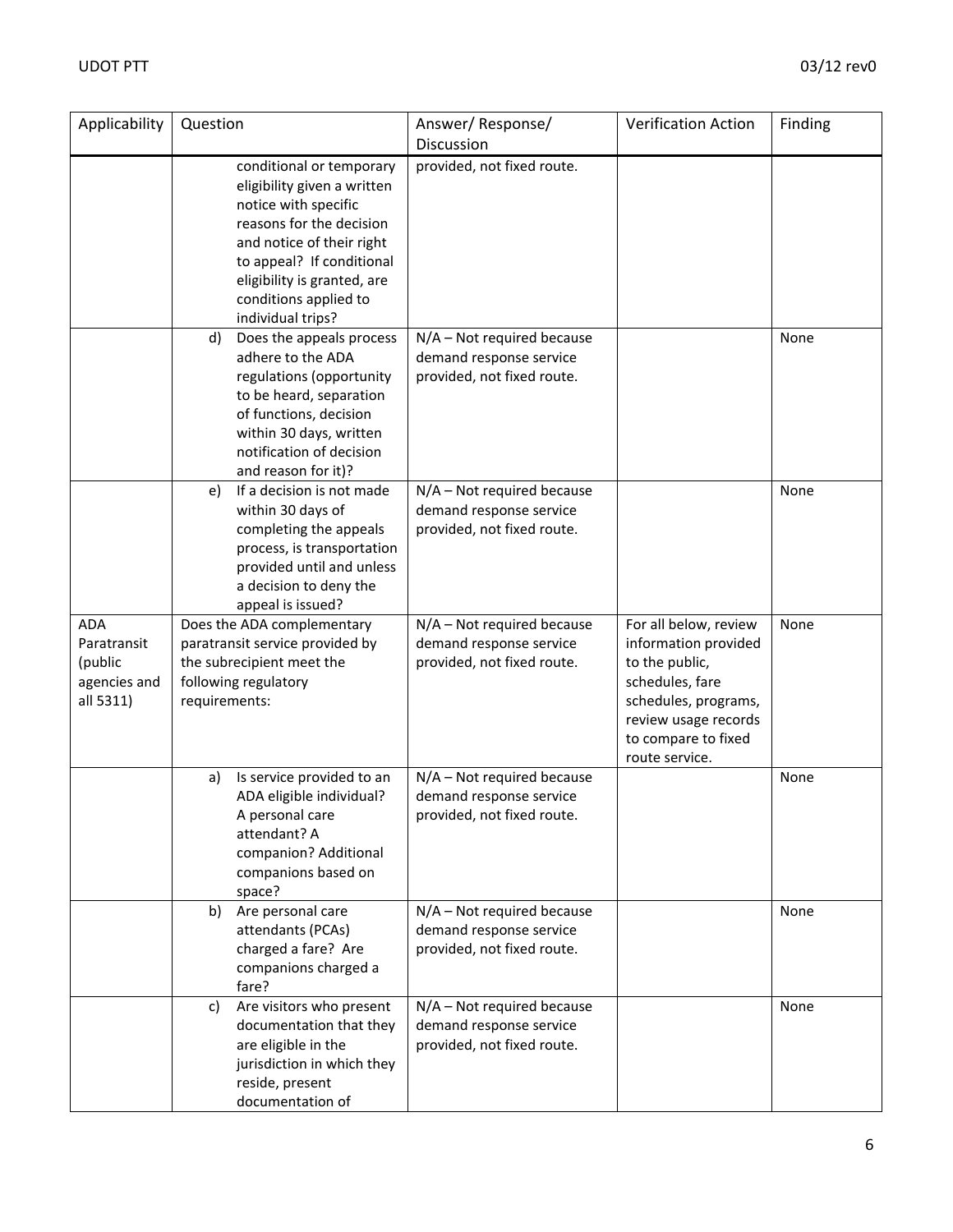| Applicability | Question | Answer/ Response/ Discussion | Verification Action | Finding |
|---|---|---|---|---|
| | conditional or temporary eligibility given a written notice with specific reasons for the decision and notice of their right to appeal? If conditional eligibility is granted, are conditions applied to individual trips? | provided, not fixed route. | | |
| | d) Does the appeals process adhere to the ADA regulations (opportunity to be heard, separation of functions, decision within 30 days, written notification of decision and reason for it)? | N/A – Not required because demand response service provided, not fixed route. | | None |
| | e) If a decision is not made within 30 days of completing the appeals process, is transportation provided until and unless a decision to deny the appeal is issued? | N/A – Not required because demand response service provided, not fixed route. | | None |
| ADA Paratransit (public agencies and all 5311) | Does the ADA complementary paratransit service provided by the subrecipient meet the following regulatory requirements: | N/A – Not required because demand response service provided, not fixed route. | For all below, review information provided to the public, schedules, fare schedules, programs, review usage records to compare to fixed route service. | None |
| | a) Is service provided to an ADA eligible individual? A personal care attendant? A companion? Additional companions based on space? | N/A – Not required because demand response service provided, not fixed route. | | None |
| | b) Are personal care attendants (PCAs) charged a fare? Are companions charged a fare? | N/A – Not required because demand response service provided, not fixed route. | | None |
| | c) Are visitors who present documentation that they are eligible in the jurisdiction in which they reside, present documentation of | N/A – Not required because demand response service provided, not fixed route. | | None |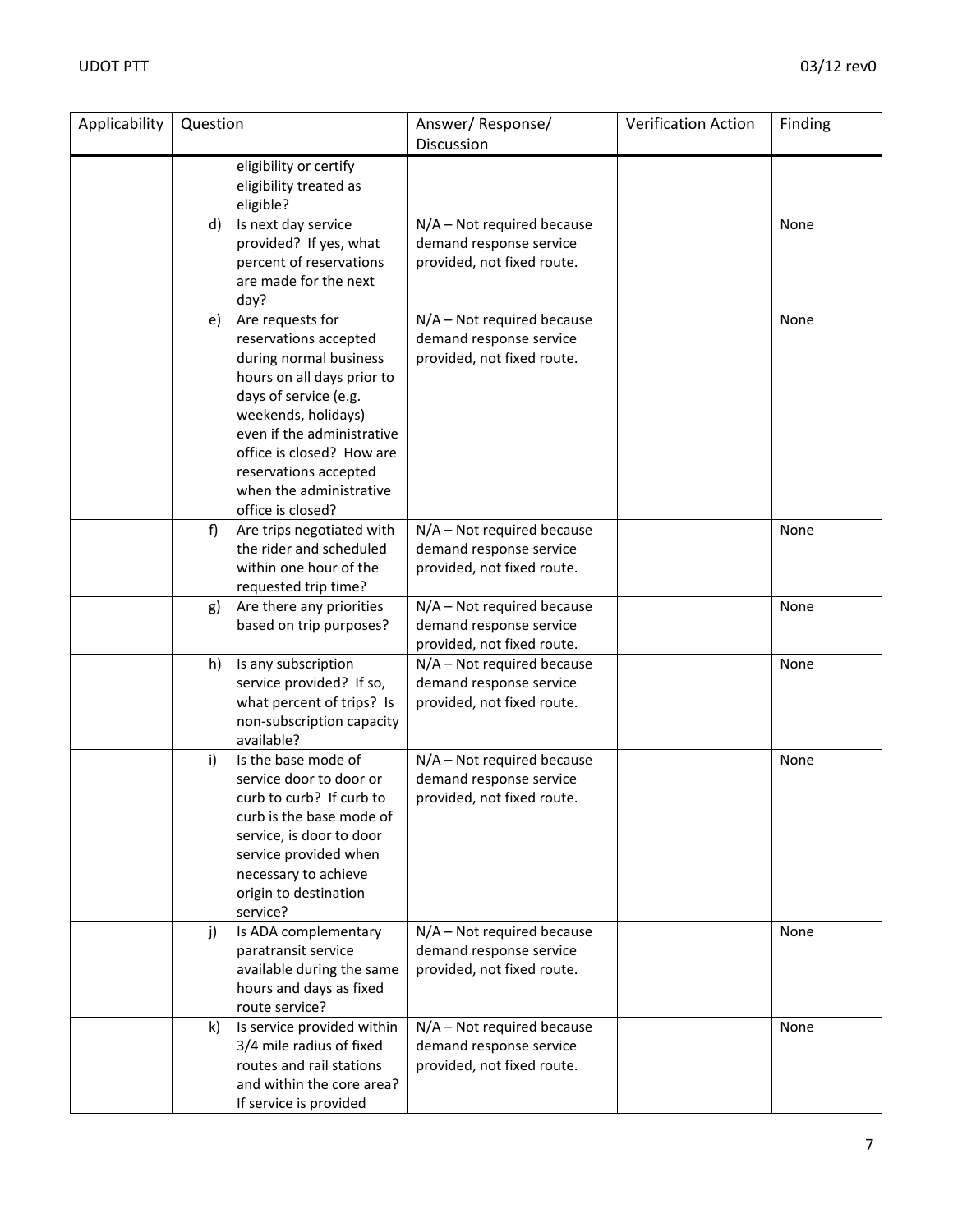| Applicability | Question | Answer/ Response/ Discussion | Verification Action | Finding |
|---|---|---|---|---|
| | eligibility or certify eligibility treated as eligible? | | | |
| | d) Is next day service provided? If yes, what percent of reservations are made for the next day? | N/A – Not required because demand response service provided, not fixed route. | | None |
| | e) Are requests for reservations accepted during normal business hours on all days prior to days of service (e.g. weekends, holidays) even if the administrative office is closed? How are reservations accepted when the administrative office is closed? | N/A – Not required because demand response service provided, not fixed route. | | None |
| | f) Are trips negotiated with the rider and scheduled within one hour of the requested trip time? | N/A – Not required because demand response service provided, not fixed route. | | None |
| | g) Are there any priorities based on trip purposes? | N/A – Not required because demand response service provided, not fixed route. | | None |
| | h) Is any subscription service provided? If so, what percent of trips? Is non-subscription capacity available? | N/A – Not required because demand response service provided, not fixed route. | | None |
| | i) Is the base mode of service door to door or curb to curb? If curb to curb is the base mode of service, is door to door service provided when necessary to achieve origin to destination service? | N/A – Not required because demand response service provided, not fixed route. | | None |
| | j) Is ADA complementary paratransit service available during the same hours and days as fixed route service? | N/A – Not required because demand response service provided, not fixed route. | | None |
| | k) Is service provided within 3/4 mile radius of fixed routes and rail stations and within the core area? If service is provided | N/A – Not required because demand response service provided, not fixed route. | | None |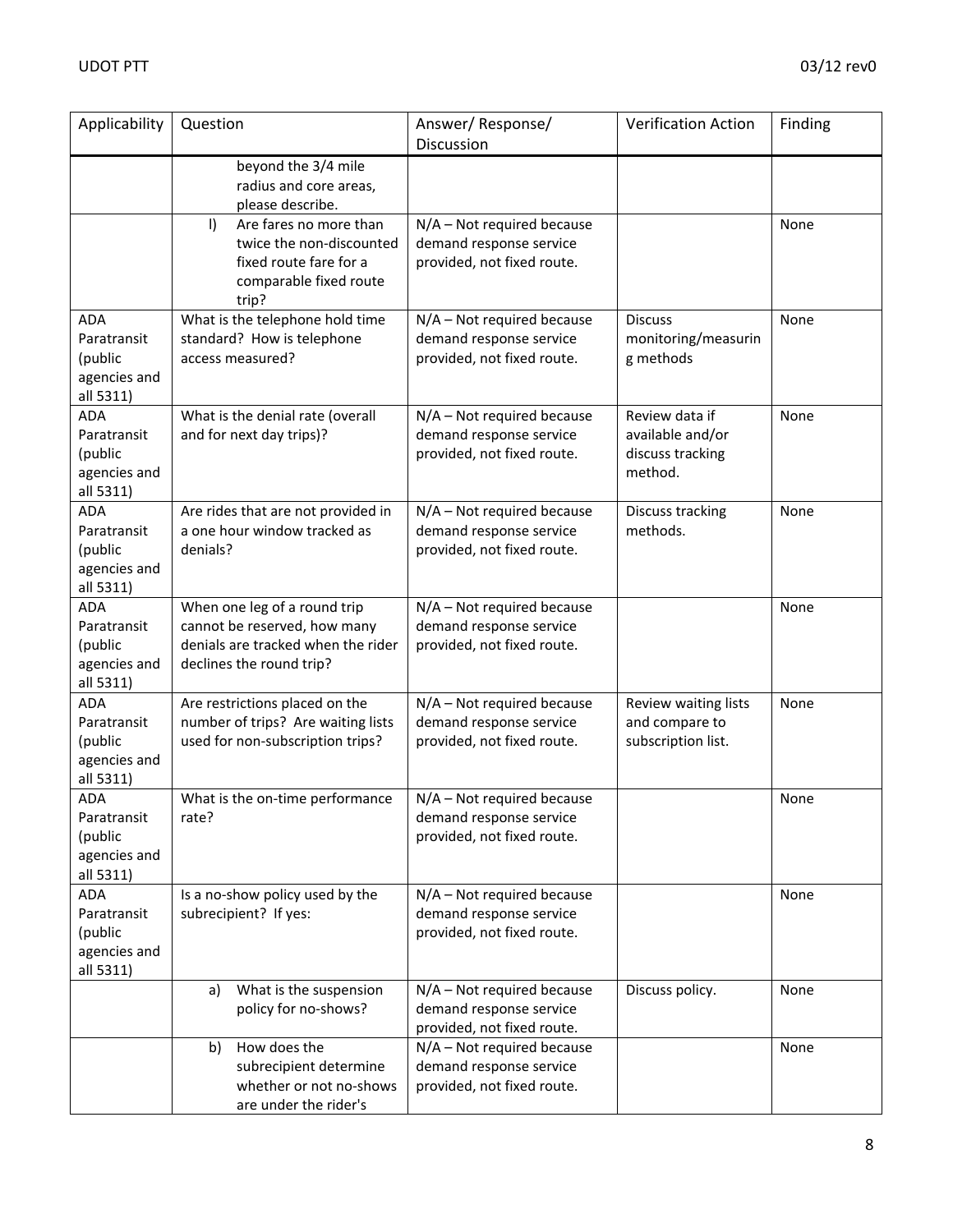| Applicability | Question | Answer/ Response/ Discussion | Verification Action | Finding |
|---|---|---|---|---|
| | beyond the 3/4 mile radius and core areas, please describe. | | | |
| | l) Are fares no more than twice the non-discounted fixed route fare for a comparable fixed route trip? | N/A – Not required because demand response service provided, not fixed route. | | None |
| ADA Paratransit (public agencies and all 5311) | What is the telephone hold time standard? How is telephone access measured? | N/A – Not required because demand response service provided, not fixed route. | Discuss monitoring/measuring methods | None |
| ADA Paratransit (public agencies and all 5311) | What is the denial rate (overall and for next day trips)? | N/A – Not required because demand response service provided, not fixed route. | Review data if available and/or discuss tracking method. | None |
| ADA Paratransit (public agencies and all 5311) | Are rides that are not provided in a one hour window tracked as denials? | N/A – Not required because demand response service provided, not fixed route. | Discuss tracking methods. | None |
| ADA Paratransit (public agencies and all 5311) | When one leg of a round trip cannot be reserved, how many denials are tracked when the rider declines the round trip? | N/A – Not required because demand response service provided, not fixed route. | | None |
| ADA Paratransit (public agencies and all 5311) | Are restrictions placed on the number of trips? Are waiting lists used for non-subscription trips? | N/A – Not required because demand response service provided, not fixed route. | Review waiting lists and compare to subscription list. | None |
| ADA Paratransit (public agencies and all 5311) | What is the on-time performance rate? | N/A – Not required because demand response service provided, not fixed route. | | None |
| ADA Paratransit (public agencies and all 5311) | Is a no-show policy used by the subrecipient? If yes: | N/A – Not required because demand response service provided, not fixed route. | | None |
| | a) What is the suspension policy for no-shows? | N/A – Not required because demand response service provided, not fixed route. | Discuss policy. | None |
| | b) How does the subrecipient determine whether or not no-shows are under the rider's | N/A – Not required because demand response service provided, not fixed route. | | None |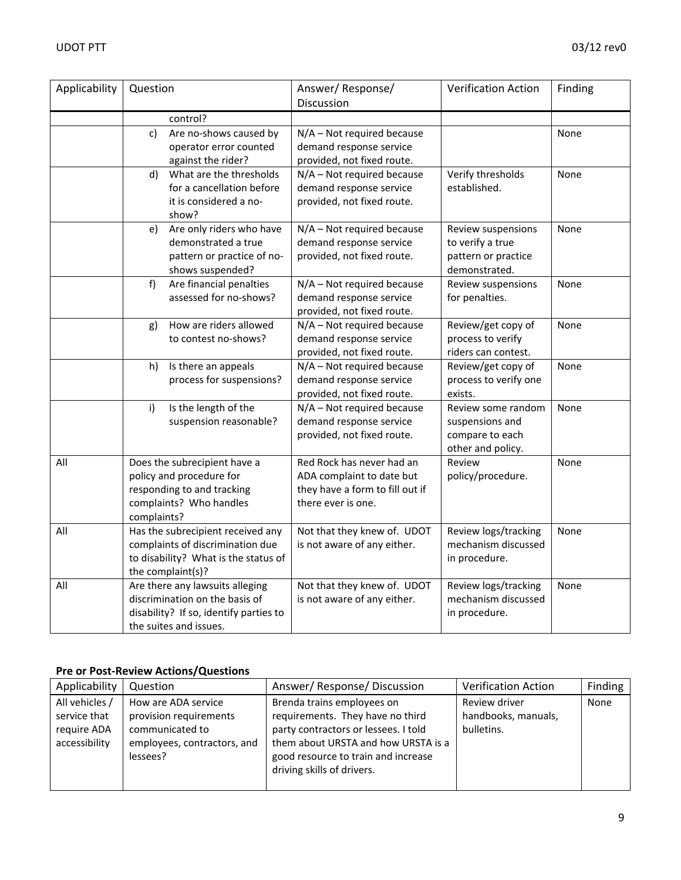| Applicability | Question | Answer/ Response/ Discussion | Verification Action | Finding |
|---|---|---|---|---|
| | control? | | | |
| | c) Are no-shows caused by operator error counted against the rider? | N/A – Not required because demand response service provided, not fixed route. | | None |
| | d) What are the thresholds for a cancellation before it is considered a no-show? | N/A – Not required because demand response service provided, not fixed route. | Verify thresholds established. | None |
| | e) Are only riders who have demonstrated a true pattern or practice of no-shows suspended? | N/A – Not required because demand response service provided, not fixed route. | Review suspensions to verify a true pattern or practice demonstrated. | None |
| | f) Are financial penalties assessed for no-shows? | N/A – Not required because demand response service provided, not fixed route. | Review suspensions for penalties. | None |
| | g) How are riders allowed to contest no-shows? | N/A – Not required because demand response service provided, not fixed route. | Review/get copy of process to verify riders can contest. | None |
| | h) Is there an appeals process for suspensions? | N/A – Not required because demand response service provided, not fixed route. | Review/get copy of process to verify one exists. | None |
| | i) Is the length of the suspension reasonable? | N/A – Not required because demand response service provided, not fixed route. | Review some random suspensions and compare to each other and policy. | None |
| All | Does the subrecipient have a policy and procedure for responding to and tracking complaints? Who handles complaints? | Red Rock has never had an ADA complaint to date but they have a form to fill out if there ever is one. | Review policy/procedure. | None |
| All | Has the subrecipient received any complaints of discrimination due to disability? What is the status of the complaint(s)? | Not that they knew of. UDOT is not aware of any either. | Review logs/tracking mechanism discussed in procedure. | None |
| All | Are there any lawsuits alleging discrimination on the basis of disability? If so, identify parties to the suites and issues. | Not that they knew of. UDOT is not aware of any either. | Review logs/tracking mechanism discussed in procedure. | None |

**Pre or Post-Review Actions/Questions**

| Applicability | Question | Answer/ Response/ Discussion | Verification Action | Finding |
|---|---|---|---|---|
| All vehicles / service that require ADA accessibility | How are ADA service provision requirements communicated to employees, contractors, and lessees? | Brenda trains employees on requirements. They have no third party contractors or lessees. I told them about URSTA and how URSTA is a good resource to train and increase driving skills of drivers. | Review driver handbooks, manuals, bulletins. | None |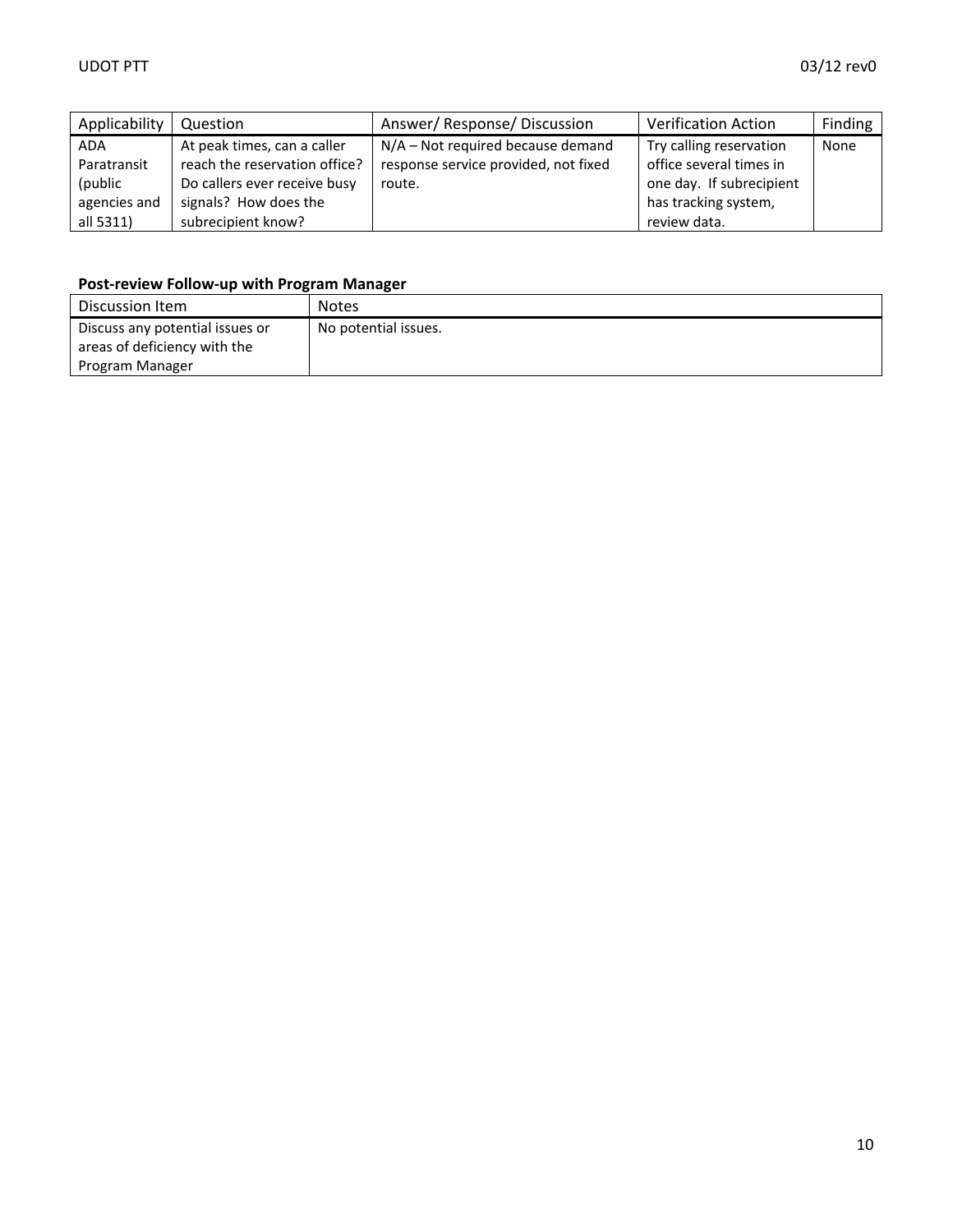| Applicability | Question | Answer/ Response/ Discussion | Verification Action | Finding |
| --- | --- | --- | --- | --- |
| ADA Paratransit (public agencies and all 5311) | At peak times, can a caller reach the reservation office? Do callers ever receive busy signals? How does the subrecipient know? | N/A – Not required because demand response service provided, not fixed route. | Try calling reservation office several times in one day. If subrecipient has tracking system, review data. | None |

**Post-review Follow-up with Program Manager**

| Discussion Item | Notes |
| --- | --- |
| Discuss any potential issues or areas of deficiency with the Program Manager | No potential issues. |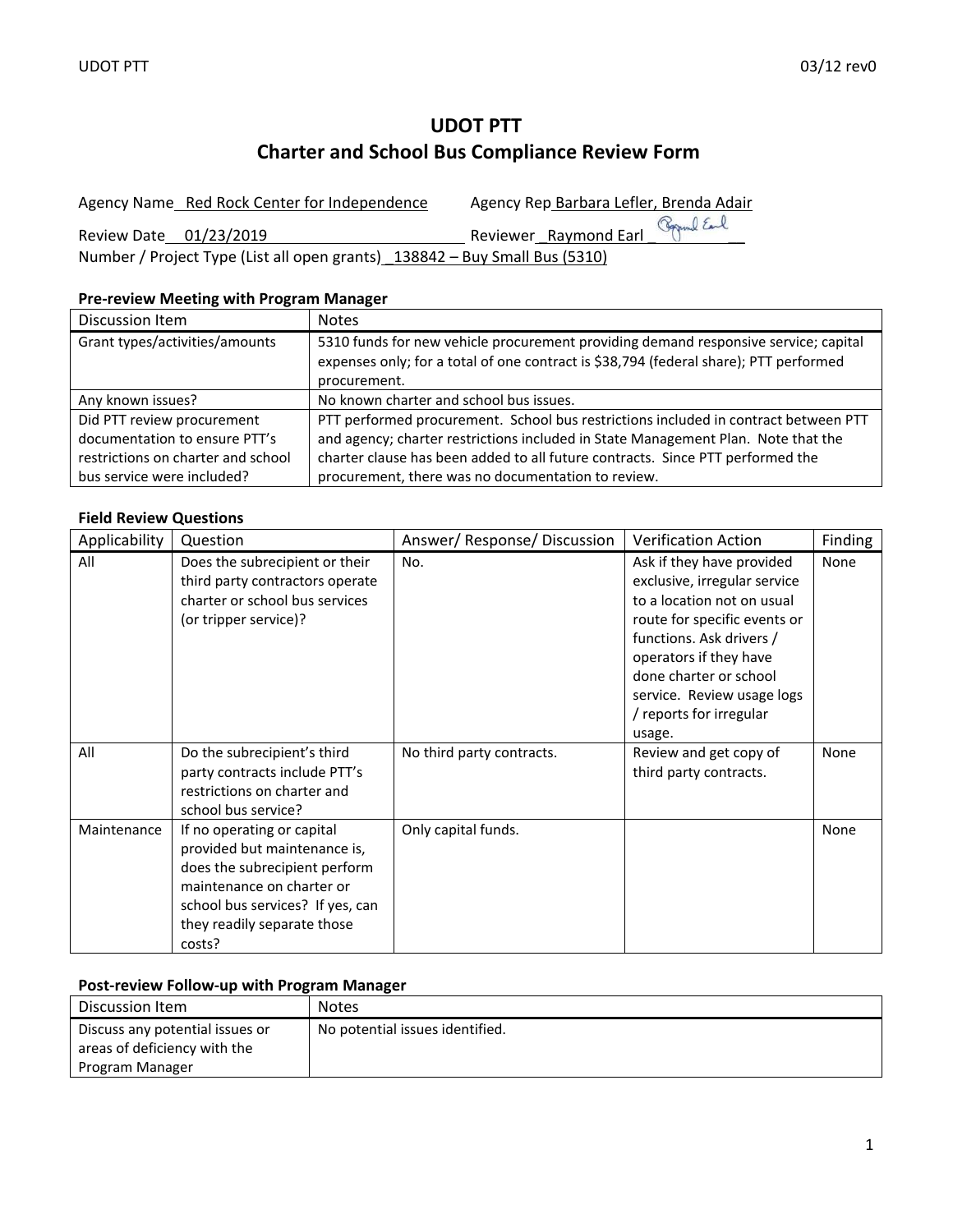# UDOT PTT
# Charter and School Bus Compliance Review Form

Agency Name  Red Rock Center for Independence          Agency Rep Barbara Lefler, Brenda Adair

Review Date  01/23/2019          Reviewer  Raymond Earl

Number / Project Type (List all open grants)  138842 – Buy Small Bus (5310)

### Pre-review Meeting with Program Manager

| Discussion Item | Notes |
|---|---|
| Grant types/activities/amounts | 5310 funds for new vehicle procurement providing demand responsive service; capital expenses only; for a total of one contract is $38,794 (federal share); PTT performed procurement. |
| Any known issues? | No known charter and school bus issues. |
| Did PTT review procurement documentation to ensure PTT's restrictions on charter and school bus service were included? | PTT performed procurement. School bus restrictions included in contract between PTT and agency; charter restrictions included in State Management Plan. Note that the charter clause has been added to all future contracts. Since PTT performed the procurement, there was no documentation to review. |

### Field Review Questions

| Applicability | Question | Answer/ Response/ Discussion | Verification Action | Finding |
|---|---|---|---|---|
| All | Does the subrecipient or their third party contractors operate charter or school bus services (or tripper service)? | No. | Ask if they have provided exclusive, irregular service to a location not on usual route for specific events or functions. Ask drivers / operators if they have done charter or school service. Review usage logs / reports for irregular usage. | None |
| All | Do the subrecipient's third party contracts include PTT's restrictions on charter and school bus service? | No third party contracts. | Review and get copy of third party contracts. | None |
| Maintenance | If no operating or capital provided but maintenance is, does the subrecipient perform maintenance on charter or school bus services? If yes, can they readily separate those costs? | Only capital funds. | | None |

### Post-review Follow-up with Program Manager

| Discussion Item | Notes |
|---|---|
| Discuss any potential issues or areas of deficiency with the Program Manager | No potential issues identified. |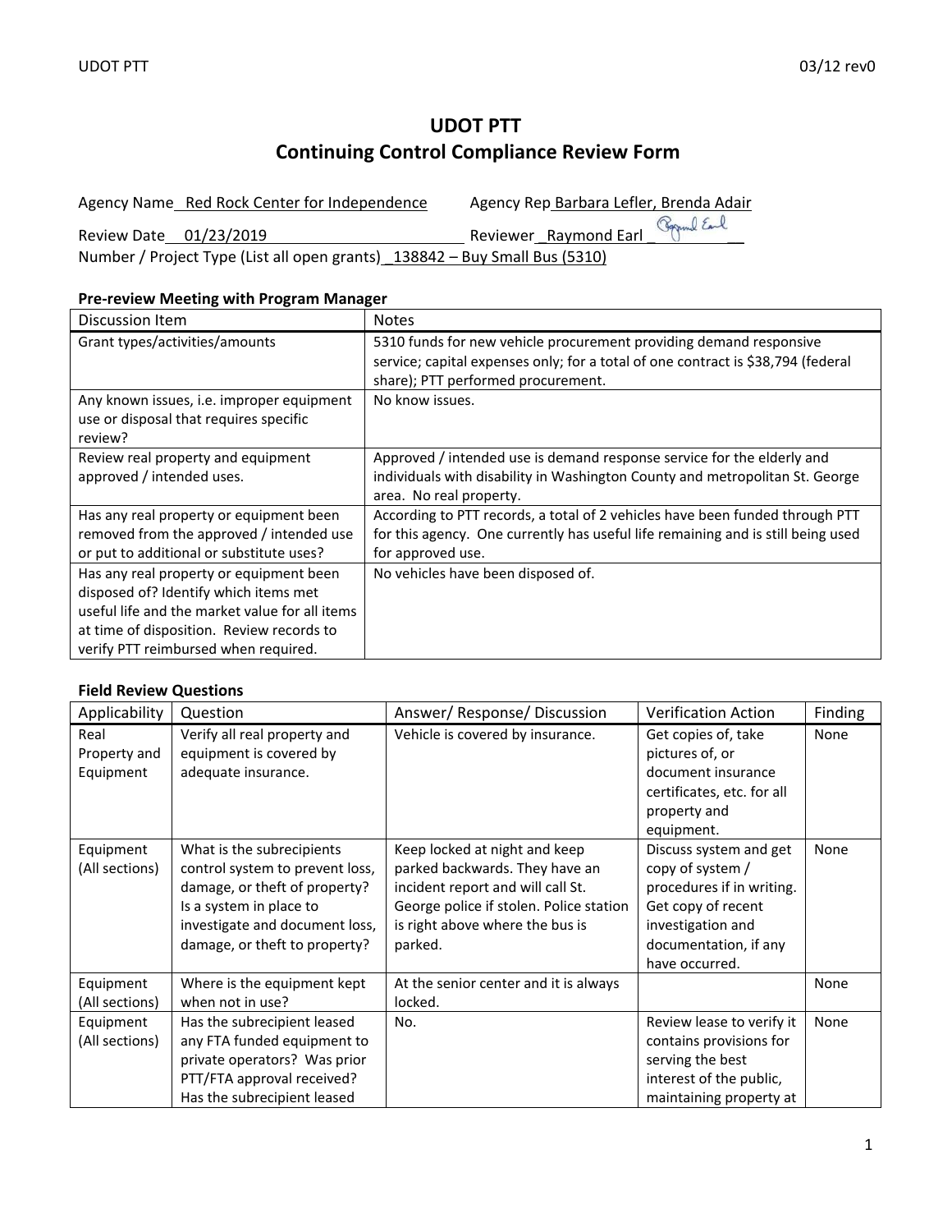# UDOT PTT
# Continuing Control Compliance Review Form

Agency Name  Red Rock Center for Independence          Agency Rep Barbara Lefler, Brenda Adair

Review Date  01/23/2019          Reviewer  Raymond Earl

Number / Project Type (List all open grants)  138842 – Buy Small Bus (5310)

**Pre-review Meeting with Program Manager**

| Discussion Item | Notes |
|---|---|
| Grant types/activities/amounts | 5310 funds for new vehicle procurement providing demand responsive service; capital expenses only; for a total of one contract is $38,794 (federal share); PTT performed procurement. |
| Any known issues, i.e. improper equipment use or disposal that requires specific review? | No know issues. |
| Review real property and equipment approved / intended uses. | Approved / intended use is demand response service for the elderly and individuals with disability in Washington County and metropolitan St. George area. No real property. |
| Has any real property or equipment been removed from the approved / intended use or put to additional or substitute uses? | According to PTT records, a total of 2 vehicles have been funded through PTT for this agency. One currently has useful life remaining and is still being used for approved use. |
| Has any real property or equipment been disposed of? Identify which items met useful life and the market value for all items at time of disposition. Review records to verify PTT reimbursed when required. | No vehicles have been disposed of. |

**Field Review Questions**

| Applicability | Question | Answer/ Response/ Discussion | Verification Action | Finding |
|---|---|---|---|---|
| Real Property and Equipment | Verify all real property and equipment is covered by adequate insurance. | Vehicle is covered by insurance. | Get copies of, take pictures of, or document insurance certificates, etc. for all property and equipment. | None |
| Equipment (All sections) | What is the subrecipients control system to prevent loss, damage, or theft of property? Is a system in place to investigate and document loss, damage, or theft to property? | Keep locked at night and keep parked backwards. They have an incident report and will call St. George police if stolen. Police station is right above where the bus is parked. | Discuss system and get copy of system / procedures if in writing. Get copy of recent investigation and documentation, if any have occurred. | None |
| Equipment (All sections) | Where is the equipment kept when not in use? | At the senior center and it is always locked. | | None |
| Equipment (All sections) | Has the subrecipient leased any FTA funded equipment to private operators? Was prior PTT/FTA approval received? Has the subrecipient leased | No. | Review lease to verify it contains provisions for serving the best interest of the public, maintaining property at | None |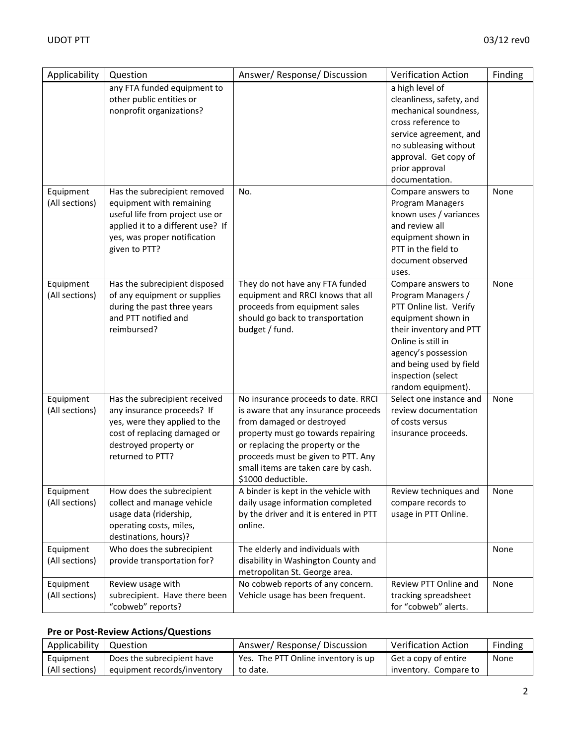| Applicability | Question | Answer/ Response/ Discussion | Verification Action | Finding |
|---|---|---|---|---|
| | any FTA funded equipment to other public entities or nonprofit organizations? | | a high level of cleanliness, safety, and mechanical soundness, cross reference to service agreement, and no subleasing without approval. Get copy of prior approval documentation. | |
| Equipment (All sections) | Has the subrecipient removed equipment with remaining useful life from project use or applied it to a different use? If yes, was proper notification given to PTT? | No. | Compare answers to Program Managers known uses / variances and review all equipment shown in PTT in the field to document observed uses. | None |
| Equipment (All sections) | Has the subrecipient disposed of any equipment or supplies during the past three years and PTT notified and reimbursed? | They do not have any FTA funded equipment and RRCI knows that all proceeds from equipment sales should go back to transportation budget / fund. | Compare answers to Program Managers / PTT Online list. Verify equipment shown in their inventory and PTT Online is still in agency's possession and being used by field inspection (select random equipment). | None |
| Equipment (All sections) | Has the subrecipient received any insurance proceeds? If yes, were they applied to the cost of replacing damaged or destroyed property or returned to PTT? | No insurance proceeds to date. RRCI is aware that any insurance proceeds from damaged or destroyed property must go towards repairing or replacing the property or the proceeds must be given to PTT. Any small items are taken care by cash. $1000 deductible. | Select one instance and review documentation of costs versus insurance proceeds. | None |
| Equipment (All sections) | How does the subrecipient collect and manage vehicle usage data (ridership, operating costs, miles, destinations, hours)? | A binder is kept in the vehicle with daily usage information completed by the driver and it is entered in PTT online. | Review techniques and compare records to usage in PTT Online. | None |
| Equipment (All sections) | Who does the subrecipient provide transportation for? | The elderly and individuals with disability in Washington County and metropolitan St. George area. | | None |
| Equipment (All sections) | Review usage with subrecipient. Have there been "cobweb" reports? | No cobweb reports of any concern. Vehicle usage has been frequent. | Review PTT Online and tracking spreadsheet for "cobweb" alerts. | None |

**Pre or Post-Review Actions/Questions**

| Applicability | Question | Answer/ Response/ Discussion | Verification Action | Finding |
|---|---|---|---|---|
| Equipment (All sections) | Does the subrecipient have equipment records/inventory | Yes. The PTT Online inventory is up to date. | Get a copy of entire inventory. Compare to | None |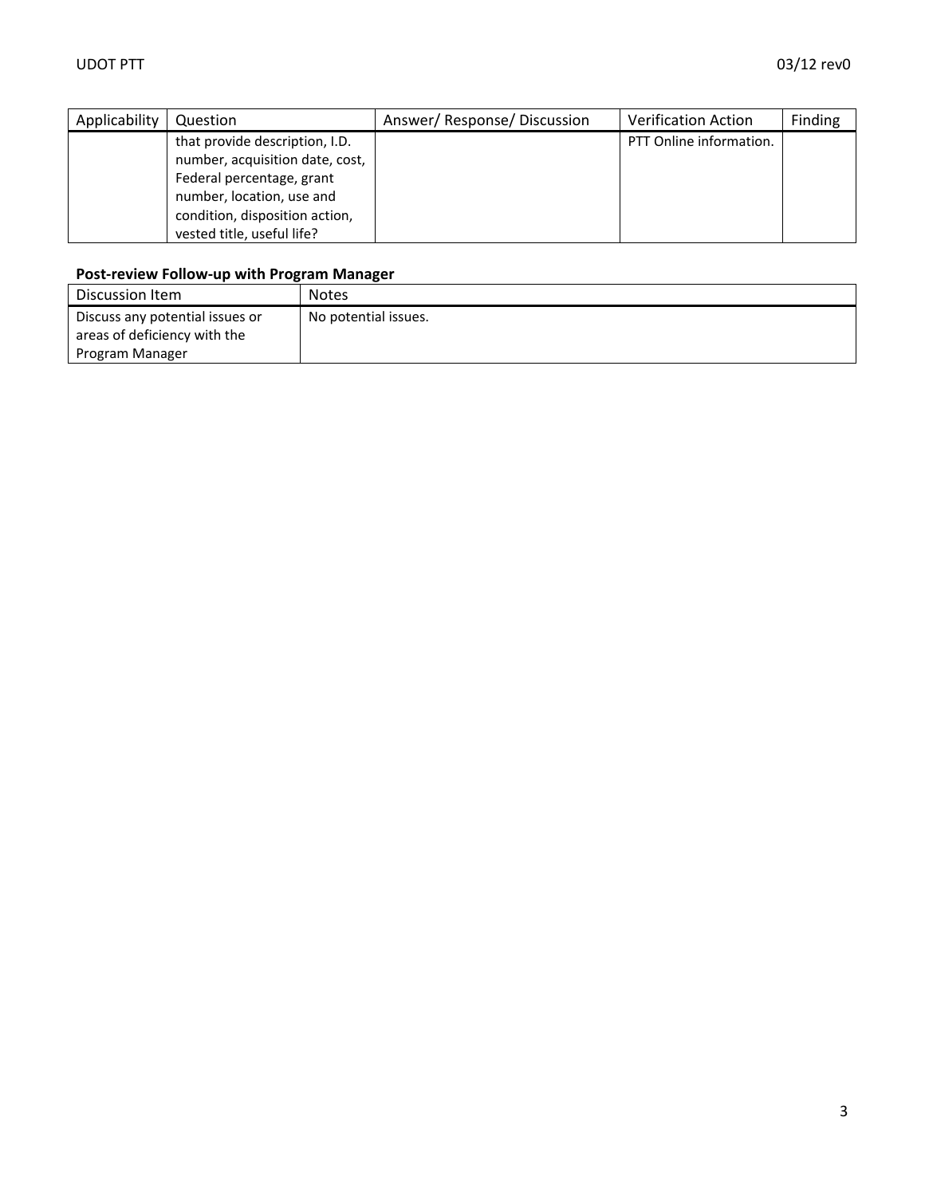| Applicability | Question | Answer/ Response/ Discussion | Verification Action | Finding |
| --- | --- | --- | --- | --- |
| | that provide description, I.D. number, acquisition date, cost, Federal percentage, grant number, location, use and condition, disposition action, vested title, useful life? | | PTT Online information. | |

**Post-review Follow-up with Program Manager**

| Discussion Item | Notes |
| --- | --- |
| Discuss any potential issues or areas of deficiency with the Program Manager | No potential issues. |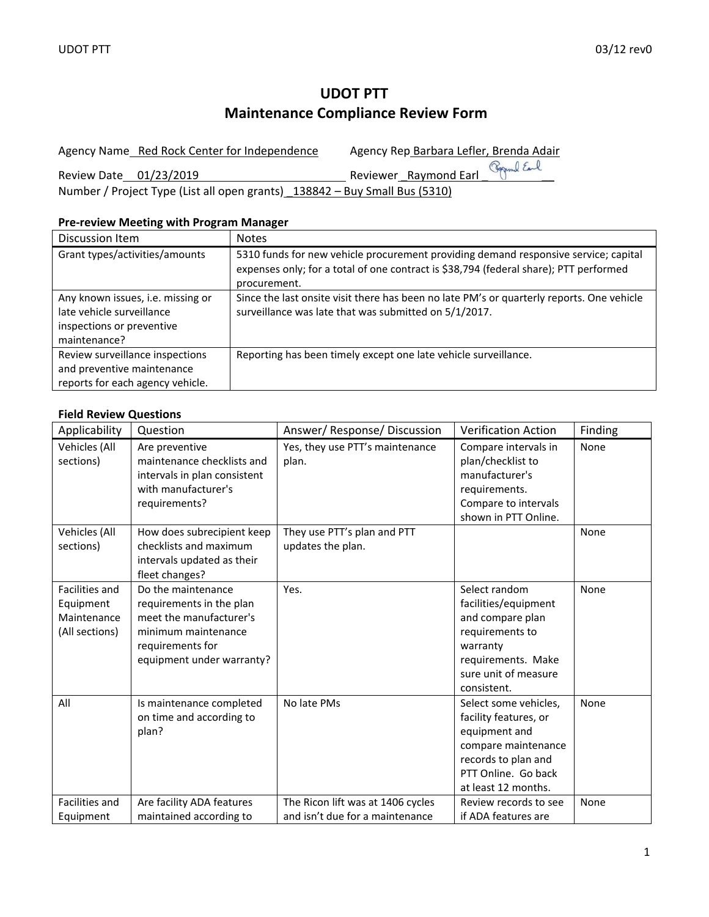# UDOT PTT
# Maintenance Compliance Review Form

Agency Name Red Rock Center for Independence Agency Rep Barbara Lefler, Brenda Adair

Review Date 01/23/2019 Reviewer Raymond Earl

Number / Project Type (List all open grants) 138842 – Buy Small Bus (5310)

**Pre-review Meeting with Program Manager**

| Discussion Item | Notes |
|---|---|
| Grant types/activities/amounts | 5310 funds for new vehicle procurement providing demand responsive service; capital expenses only; for a total of one contract is $38,794 (federal share); PTT performed procurement. |
| Any known issues, i.e. missing or late vehicle surveillance inspections or preventive maintenance? | Since the last onsite visit there has been no late PM's or quarterly reports. One vehicle surveillance was late that was submitted on 5/1/2017. |
| Review surveillance inspections and preventive maintenance reports for each agency vehicle. | Reporting has been timely except one late vehicle surveillance. |

**Field Review Questions**

| Applicability | Question | Answer/ Response/ Discussion | Verification Action | Finding |
|---|---|---|---|---|
| Vehicles (All sections) | Are preventive maintenance checklists and intervals in plan consistent with manufacturer's requirements? | Yes, they use PTT's maintenance plan. | Compare intervals in plan/checklist to manufacturer's requirements. Compare to intervals shown in PTT Online. | None |
| Vehicles (All sections) | How does subrecipient keep checklists and maximum intervals updated as their fleet changes? | They use PTT's plan and PTT updates the plan. | | None |
| Facilities and Equipment Maintenance (All sections) | Do the maintenance requirements in the plan meet the manufacturer's minimum maintenance requirements for equipment under warranty? | Yes. | Select random facilities/equipment and compare plan requirements to warranty requirements. Make sure unit of measure consistent. | None |
| All | Is maintenance completed on time and according to plan? | No late PMs | Select some vehicles, facility features, or equipment and compare maintenance records to plan and PTT Online. Go back at least 12 months. | None |
| Facilities and Equipment | Are facility ADA features maintained according to | The Ricon lift was at 1406 cycles and isn't due for a maintenance | Review records to see if ADA features are | None |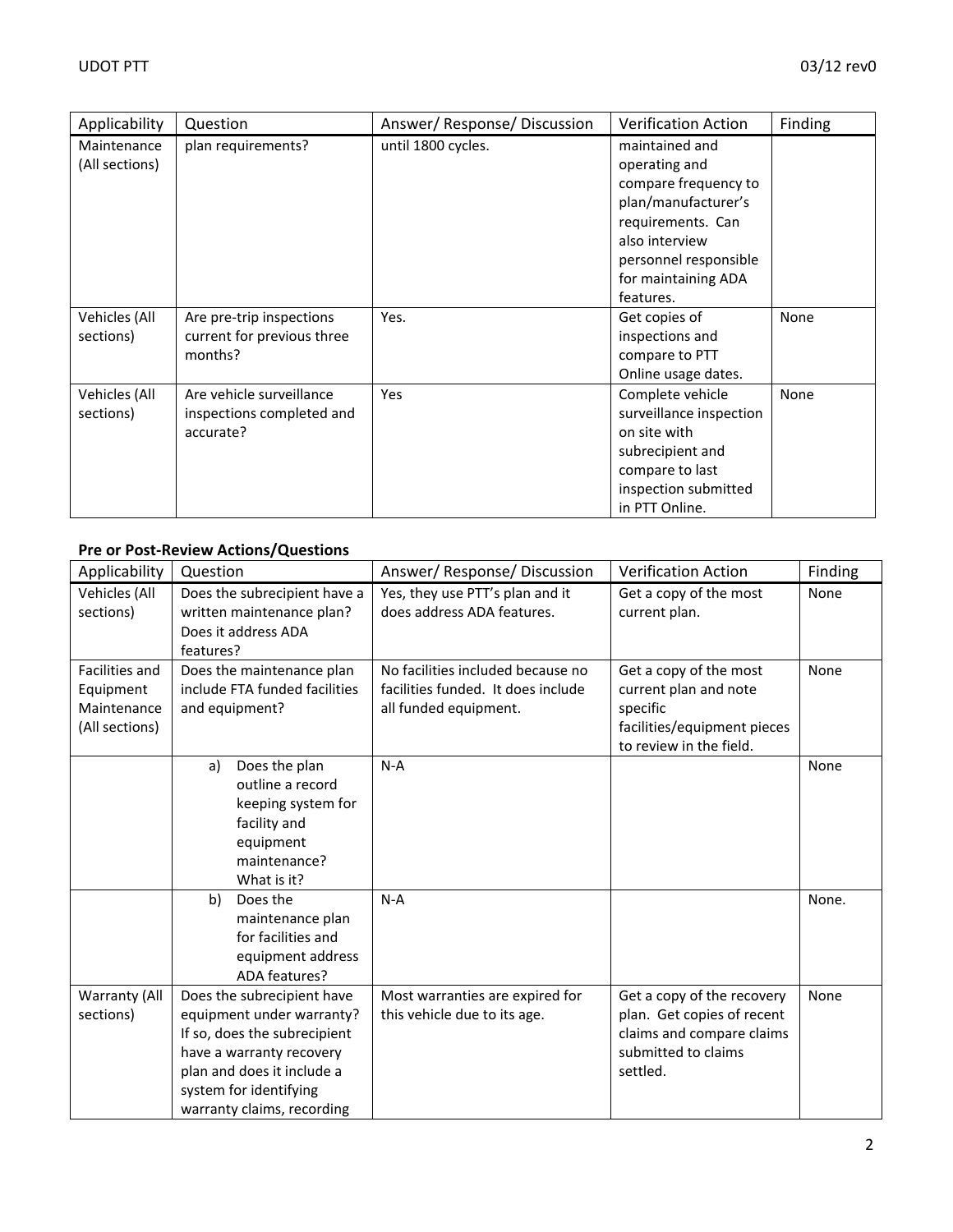| Applicability | Question | Answer/ Response/ Discussion | Verification Action | Finding |
|---|---|---|---|---|
| Maintenance (All sections) | plan requirements? | until 1800 cycles. | maintained and operating and compare frequency to plan/manufacturer's requirements. Can also interview personnel responsible for maintaining ADA features. | |
| Vehicles (All sections) | Are pre-trip inspections current for previous three months? | Yes. | Get copies of inspections and compare to PTT Online usage dates. | None |
| Vehicles (All sections) | Are vehicle surveillance inspections completed and accurate? | Yes | Complete vehicle surveillance inspection on site with subrecipient and compare to last inspection submitted in PTT Online. | None |

**Pre or Post-Review Actions/Questions**

| Applicability | Question | Answer/ Response/ Discussion | Verification Action | Finding |
|---|---|---|---|---|
| Vehicles (All sections) | Does the subrecipient have a written maintenance plan? Does it address ADA features? | Yes, they use PTT's plan and it does address ADA features. | Get a copy of the most current plan. | None |
| Facilities and Equipment Maintenance (All sections) | Does the maintenance plan include FTA funded facilities and equipment? | No facilities included because no facilities funded. It does include all funded equipment. | Get a copy of the most current plan and note specific facilities/equipment pieces to review in the field. | None |
| | a) Does the plan outline a record keeping system for facility and equipment maintenance? What is it? | N-A | | None |
| | b) Does the maintenance plan for facilities and equipment address ADA features? | N-A | | None. |
| Warranty (All sections) | Does the subrecipient have equipment under warranty? If so, does the subrecipient have a warranty recovery plan and does it include a system for identifying warranty claims, recording | Most warranties are expired for this vehicle due to its age. | Get a copy of the recovery plan. Get copies of recent claims and compare claims submitted to claims settled. | None |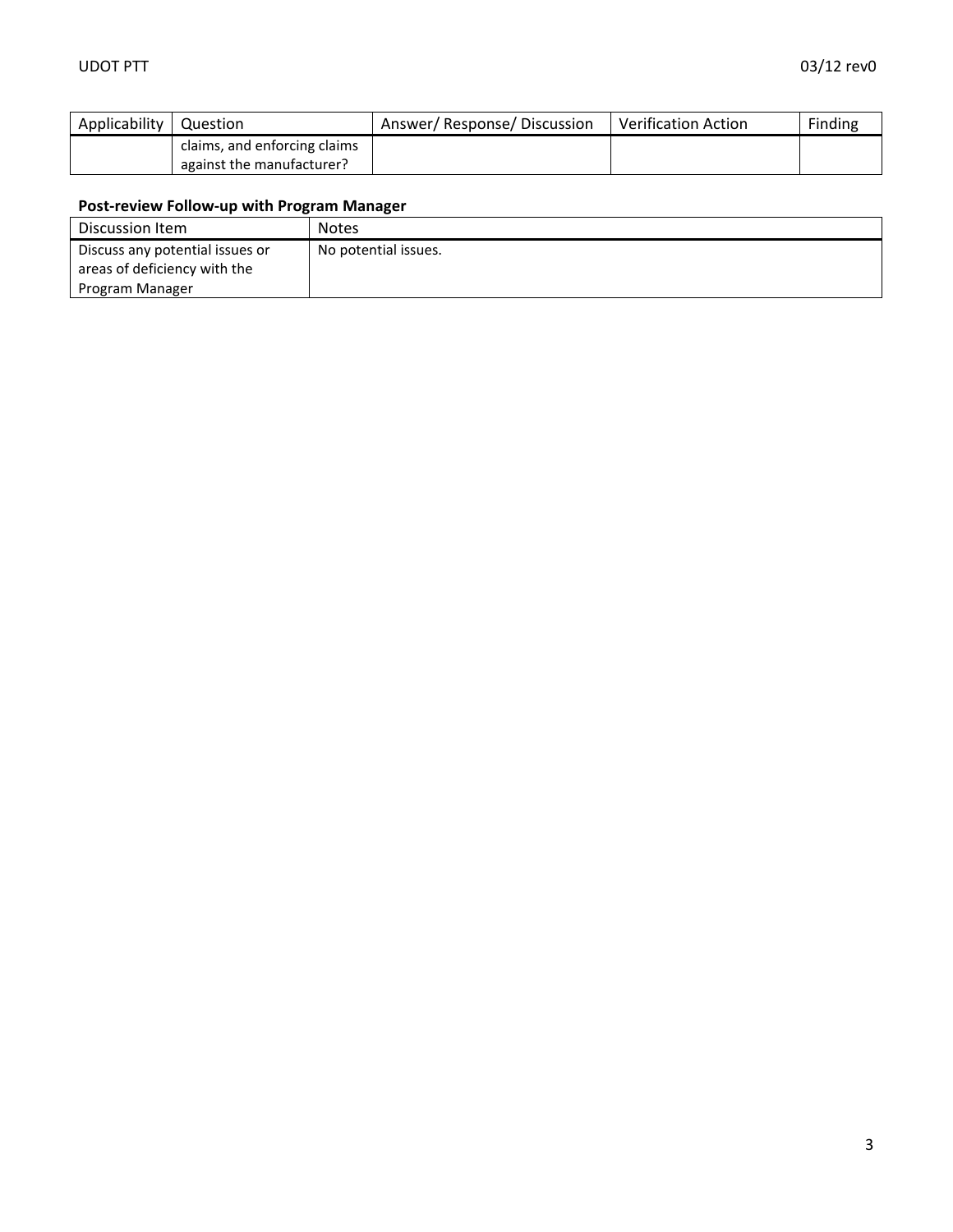| Applicability | Question | Answer/ Response/ Discussion | Verification Action | Finding |
| --- | --- | --- | --- | --- |
| | claims, and enforcing claims against the manufacturer? | | | |

**Post-review Follow-up with Program Manager**

| Discussion Item | Notes |
| --- | --- |
| Discuss any potential issues or areas of deficiency with the Program Manager | No potential issues. |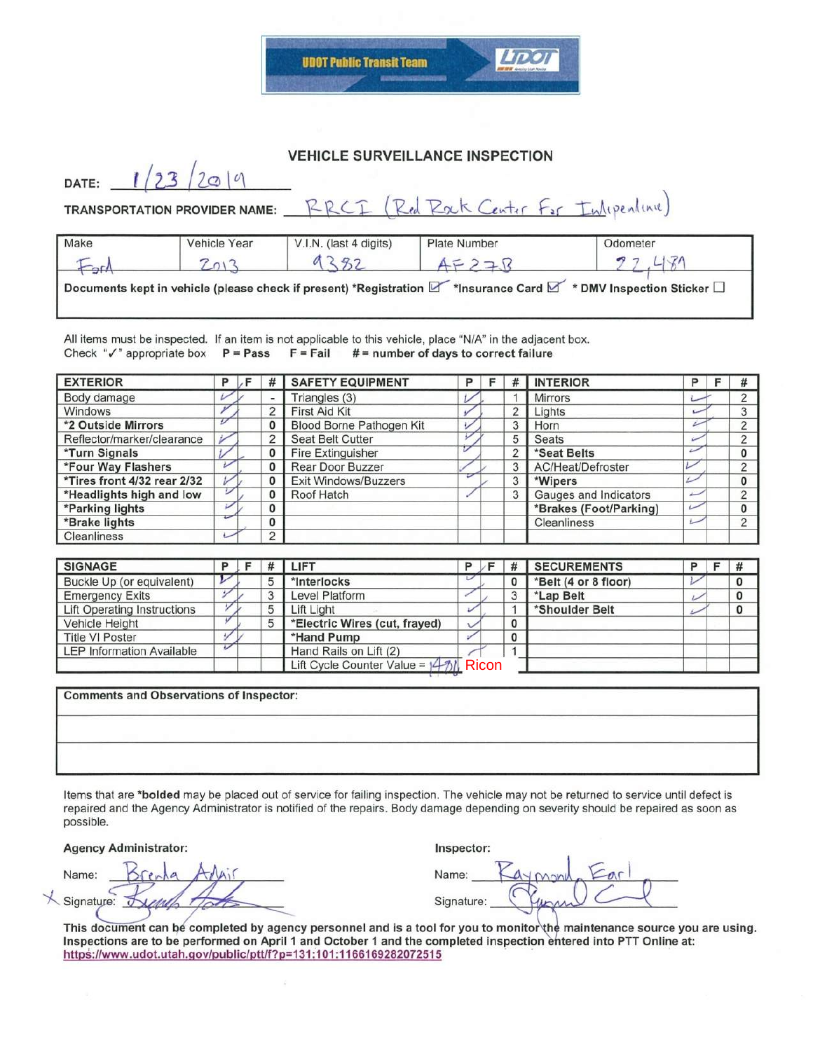UDOT Public Transit Team — UDOT

## VEHICLE SURVEILLANCE INSPECTION

DATE: 1/23/2019

TRANSPORTATION PROVIDER NAME: RRCI (Red Rock Center For Independence)

| Make | Vehicle Year | V.I.N. (last 4 digits) | Plate Number | Odometer |
|---|---|---|---|---|
| Ford | 2013 | 9382 | AF27B | 22,489 |

**Documents kept in vehicle (please check if present) *Registration** ☑ ***Insurance Card** ☑ *** DMV Inspection Sticker** ☐

All items must be inspected. If an item is not applicable to this vehicle, place "N/A" in the adjacent box.
Check "✓" appropriate box P = Pass F = Fail # = number of days to correct failure

| EXTERIOR | P | F | # | SAFETY EQUIPMENT | P | F | # | INTERIOR | P | F | # |
|---|---|---|---|---|---|---|---|---|---|---|---|
| Body damage | ✓ | | - | Triangles (3) | ✓ | | 1 | Mirrors | ✓ | | 2 |
| Windows | ✓ | | 2 | First Aid Kit | ✓ | | 2 | Lights | ✓ | | 3 |
| ***2 Outside Mirrors** | ✓ | | 0 | Blood Borne Pathogen Kit | ✓ | | 3 | Horn | ✓ | | 2 |
| Reflector/marker/clearance | ✓ | | 2 | Seat Belt Cutter | ✓ | | 5 | Seats | ✓ | | 2 |
| ***Turn Signals** | ✓ | | 0 | Fire Extinguisher | ✓ | | 2 | ***Seat Belts** | ✓ | | 0 |
| ***Four Way Flashers** | ✓ | | 0 | Rear Door Buzzer | ✓ | | 3 | AC/Heat/Defroster | ✓ | | 2 |
| ***Tires front 4/32 rear 2/32** | ✓ | | 0 | Exit Windows/Buzzers | ✓ | | 3 | ***Wipers** | ✓ | | 0 |
| ***Headlights high and low** | ✓ | | 0 | Roof Hatch | ✓ | | 3 | Gauges and Indicators | ✓ | | 2 |
| ***Parking lights** | ✓ | | 0 | | | | | ***Brakes (Foot/Parking)** | ✓ | | 0 |
| ***Brake lights** | ✓ | | 0 | | | | | Cleanliness | ✓ | | 2 |
| Cleanliness | ✓ | | 2 | | | | | | | | |

| SIGNAGE | P | F | # | LIFT | P | F | # | SECUREMENTS | P | F | # |
|---|---|---|---|---|---|---|---|---|---|---|---|
| Buckle Up (or equivalent) | ✓ | | 5 | ***Interlocks** | ✓ | | 0 | ***Belt (4 or 8 floor)** | ✓ | | 0 |
| Emergency Exits | ✓ | | 3 | Level Platform | ✓ | | 3 | ***Lap Belt** | ✓ | | 0 |
| Lift Operating Instructions | ✓ | | 5 | Lift Light | ✓ | | 1 | ***Shoulder Belt** | ✓ | | 0 |
| Vehicle Height | ✓ | | 5 | ***Electric Wires (cut, frayed)** | ✓ | | 0 | | | | |
| Title VI Poster | ✓ | | | ***Hand Pump** | ✓ | | 0 | | | | |
| LEP Information Available | ✓ | | | Hand Rails on Lift (2) | ✓ | | 1 | | | | |
| | | | | Lift Cycle Counter Value = 1431 Ricon | | | | | | | |

**Comments and Observations of Inspector:**

Items that are ***bolded** may be placed out of service for failing inspection. The vehicle may not be returned to service until defect is repaired and the Agency Administrator is notified of the repairs. Body damage depending on severity should be repaired as soon as possible.

**Agency Administrator:**

Name: Brenda Adair

Signature: [signature]

**Inspector:**

Name: Raymond Earl

Signature: [signature]

**This document can be completed by agency personnel and is a tool for you to monitor the maintenance source you are using. Inspections are to be performed on April 1 and October 1 and the completed inspection entered into PTT Online at:** https://www.udot.utah.gov/public/ptt/f?p=131:101:1166169282072515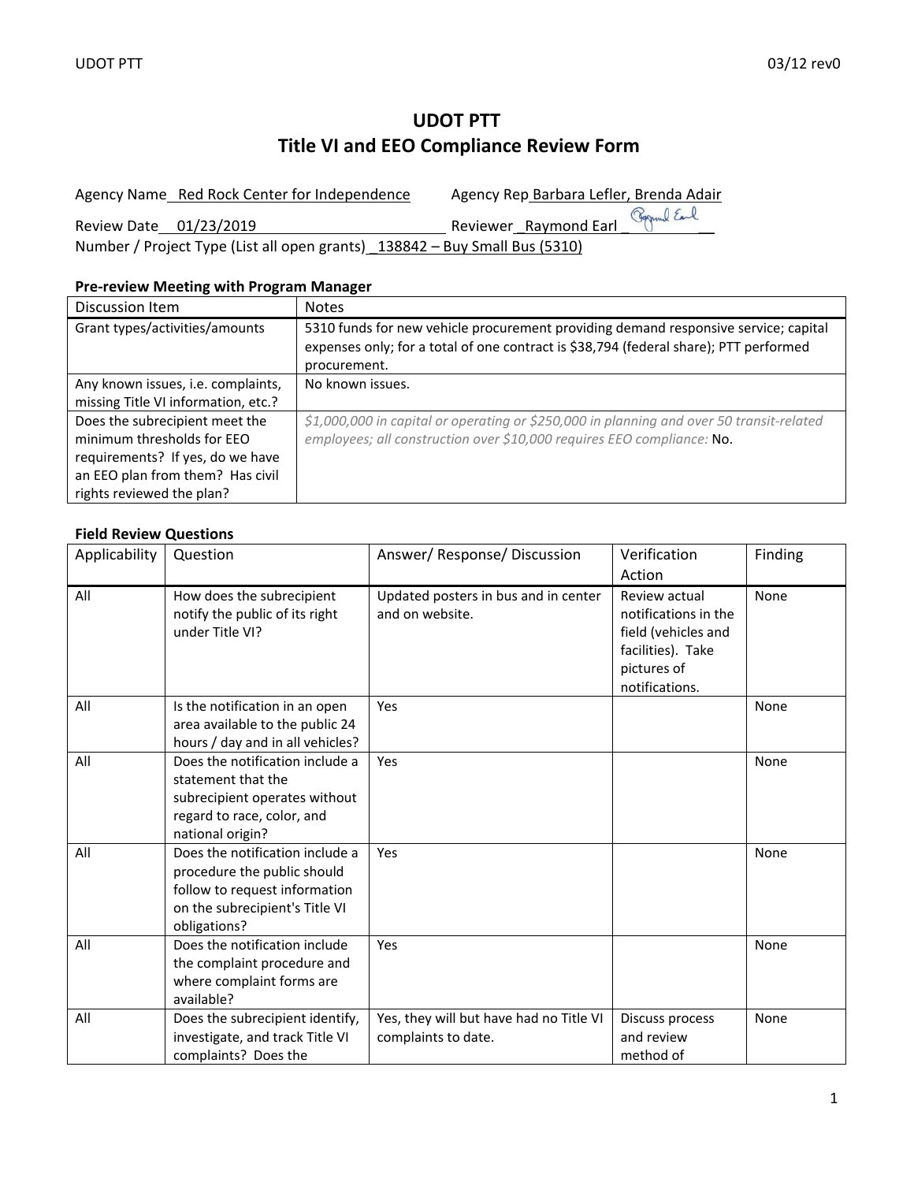# UDOT PTT
# Title VI and EEO Compliance Review Form

Agency Name_ Red Rock Center for Independence          Agency Rep Barbara Lefler, Brenda Adair

Review Date__01/23/2019__________________________ Reviewer_Raymond Earl _______________

Number / Project Type (List all open grants)_138842 – Buy Small Bus (5310)

**Pre-review Meeting with Program Manager**

| Discussion Item | Notes |
|---|---|
| Grant types/activities/amounts | 5310 funds for new vehicle procurement providing demand responsive service; capital expenses only; for a total of one contract is $38,794 (federal share); PTT performed procurement. |
| Any known issues, i.e. complaints, missing Title VI information, etc.? | No known issues. |
| Does the subrecipient meet the minimum thresholds for EEO requirements? If yes, do we have an EEO plan from them? Has civil rights reviewed the plan? | *$1,000,000 in capital or operating or $250,000 in planning and over 50 transit-related employees; all construction over $10,000 requires EEO compliance:* No. |

**Field Review Questions**

| Applicability | Question | Answer/ Response/ Discussion | Verification Action | Finding |
|---|---|---|---|---|
| All | How does the subrecipient notify the public of its right under Title VI? | Updated posters in bus and in center and on website. | Review actual notifications in the field (vehicles and facilities). Take pictures of notifications. | None |
| All | Is the notification in an open area available to the public 24 hours / day and in all vehicles? | Yes | | None |
| All | Does the notification include a statement that the subrecipient operates without regard to race, color, and national origin? | Yes | | None |
| All | Does the notification include a procedure the public should follow to request information on the subrecipient's Title VI obligations? | Yes | | None |
| All | Does the notification include the complaint procedure and where complaint forms are available? | Yes | | None |
| All | Does the subrecipient identify, investigate, and track Title VI complaints? Does the | Yes, they will but have had no Title VI complaints to date. | Discuss process and review method of | None |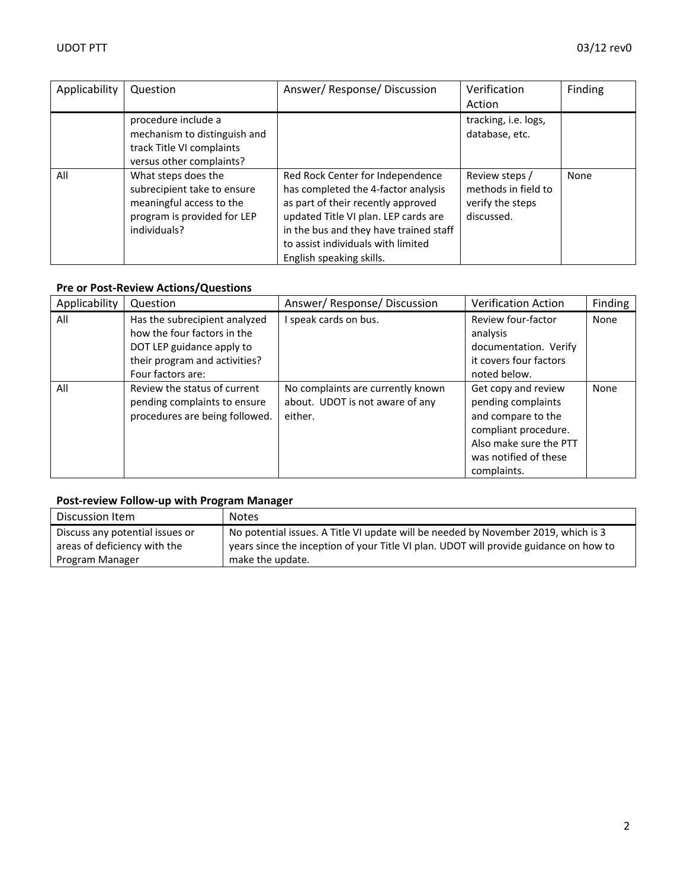| Applicability | Question | Answer/ Response/ Discussion | Verification Action | Finding |
|---|---|---|---|---|
| | procedure include a mechanism to distinguish and track Title VI complaints versus other complaints? | | tracking, i.e. logs, database, etc. | |
| All | What steps does the subrecipient take to ensure meaningful access to the program is provided for LEP individuals? | Red Rock Center for Independence has completed the 4-factor analysis as part of their recently approved updated Title VI plan. LEP cards are in the bus and they have trained staff to assist individuals with limited English speaking skills. | Review steps / methods in field to verify the steps discussed. | None |

**Pre or Post-Review Actions/Questions**

| Applicability | Question | Answer/ Response/ Discussion | Verification Action | Finding |
|---|---|---|---|---|
| All | Has the subrecipient analyzed how the four factors in the DOT LEP guidance apply to their program and activities? Four factors are: | I speak cards on bus. | Review four-factor analysis documentation. Verify it covers four factors noted below. | None |
| All | Review the status of current pending complaints to ensure procedures are being followed. | No complaints are currently known about. UDOT is not aware of any either. | Get copy and review pending complaints and compare to the compliant procedure. Also make sure the PTT was notified of these complaints. | None |

**Post-review Follow-up with Program Manager**

| Discussion Item | Notes |
|---|---|
| Discuss any potential issues or areas of deficiency with the Program Manager | No potential issues. A Title VI update will be needed by November 2019, which is 3 years since the inception of your Title VI plan. UDOT will provide guidance on how to make the update. |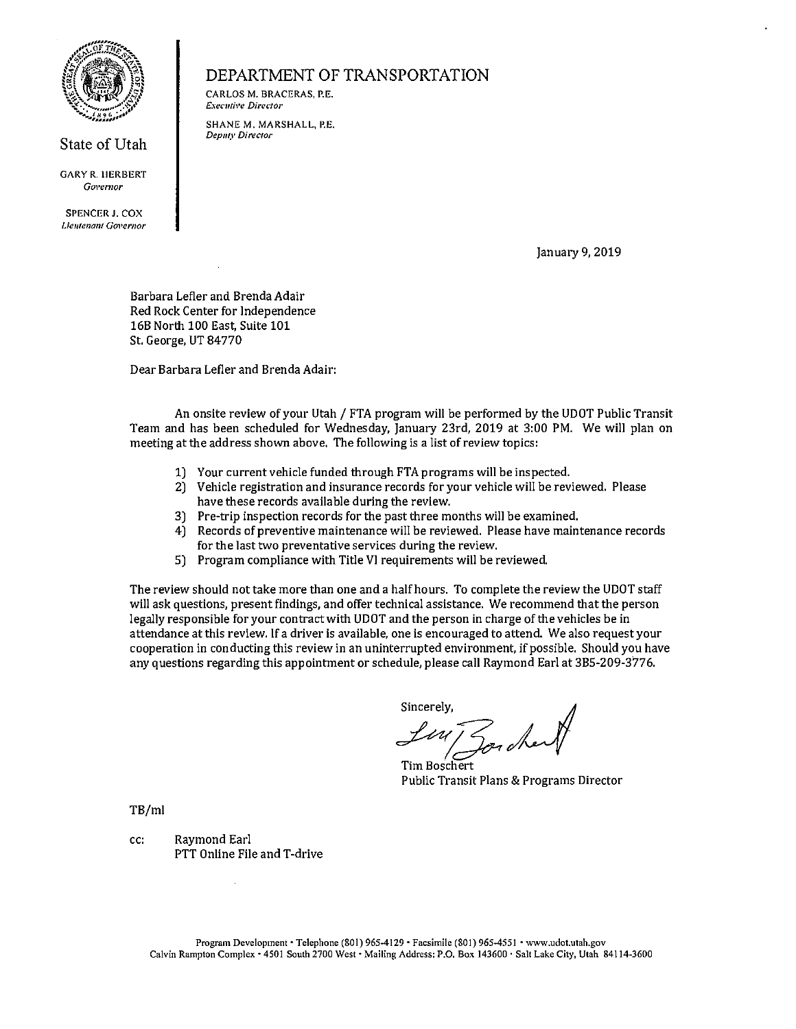State of Utah

GARY R. HERBERT
*Governor*

SPENCER J. COX
*Lieutenant Governor*

# DEPARTMENT OF TRANSPORTATION

CARLOS M. BRACERAS, P.E.
*Executive Director*

SHANE M. MARSHALL, P.E.
*Deputy Director*

January 9, 2019

Barbara Lefler and Brenda Adair
Red Rock Center for Independence
168 North 100 East, Suite 101
St. George, UT 84770

Dear Barbara Lefler and Brenda Adair:

An onsite review of your Utah / FTA program will be performed by the UDOT Public Transit Team and has been scheduled for Wednesday, January 23rd, 2019 at 3:00 PM. We will plan on meeting at the address shown above. The following is a list of review topics:

1) Your current vehicle funded through FTA programs will be inspected.
2) Vehicle registration and insurance records for your vehicle will be reviewed. Please have these records available during the review.
3) Pre-trip inspection records for the past three months will be examined.
4) Records of preventive maintenance will be reviewed. Please have maintenance records for the last two preventative services during the review.
5) Program compliance with Title VI requirements will be reviewed.

The review should not take more than one and a half hours. To complete the review the UDOT staff will ask questions, present findings, and offer technical assistance. We recommend that the person legally responsible for your contract with UDOT and the person in charge of the vehicles be in attendance at this review. If a driver is available, one is encouraged to attend. We also request your cooperation in conducting this review in an uninterrupted environment, if possible. Should you have any questions regarding this appointment or schedule, please call Raymond Earl at 385-209-3776.

Sincerely,

Tim Boschert
Public Transit Plans & Programs Director

TB/ml

cc: Raymond Earl
PTT Online File and T-drive

Program Development • Telephone (801) 965-4129 • Facsimile (801) 965-4551 • www.udot.utah.gov
Calvin Rampton Complex • 4501 South 2700 West • Mailing Address: P.O. Box 143600 • Salt Lake City, Utah 84114-3600